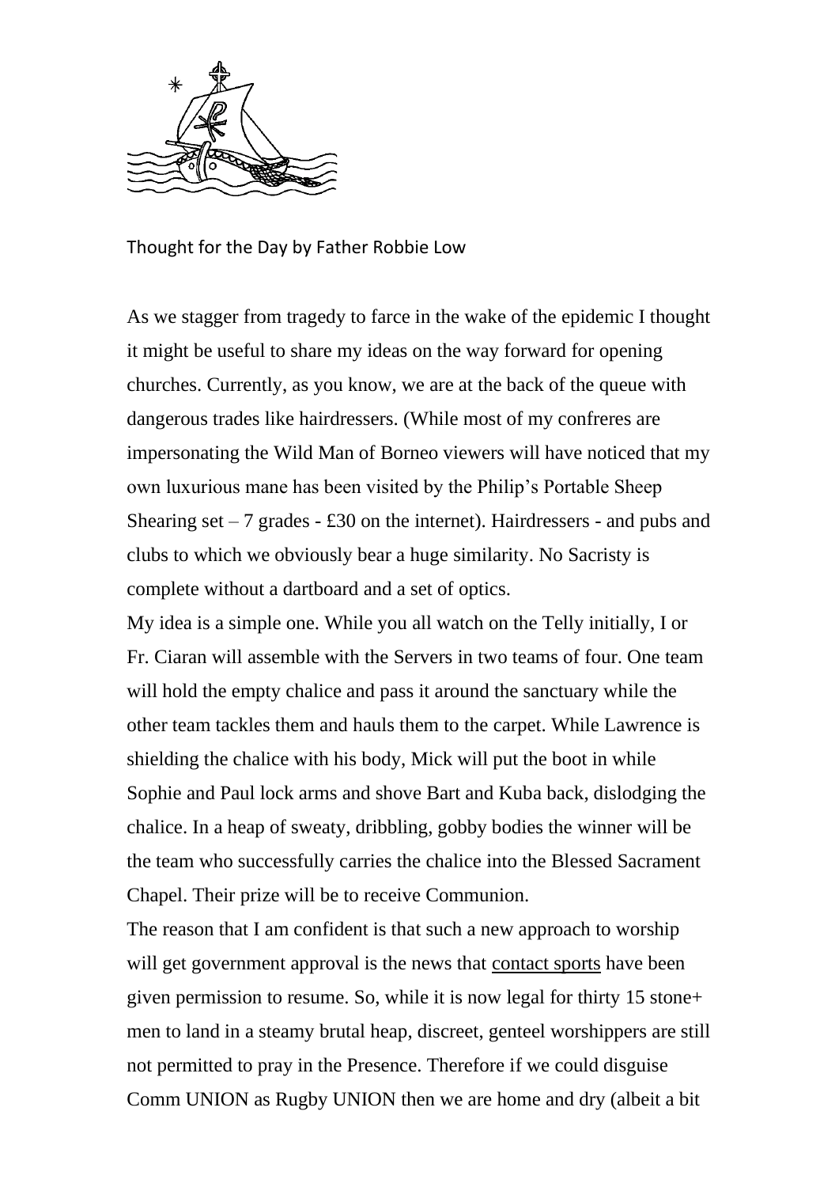Thought for the Day by Father Robbie Low

As we stagger from tragedy to farce in the wake of the epidemic I thought it might be useful to share my ideas on the way forward for opening churches. Currently, as you know, we are at the back of the queue with dangerous trades like hairdressers. (While most of my confreres are impersonating the Wild Man of Borneo viewers will have noticed that my own luxurious mane has been visited by the Philip's Portable Sheep Shearing set – 7 grades - £30 on the internet). Hairdressers - and pubs and clubs to which we obviously bear a huge similarity. No Sacristy is complete without a dartboard and a set of optics.

My idea is a simple one. While you all watch on the Telly initially, I or Fr. Ciaran will assemble with the Servers in two teams of four. One team will hold the empty chalice and pass it around the sanctuary while the other team tackles them and hauls them to the carpet. While Lawrence is shielding the chalice with his body, Mick will put the boot in while Sophie and Paul lock arms and shove Bart and Kuba back, dislodging the chalice. In a heap of sweaty, dribbling, gobby bodies the winner will be the team who successfully carries the chalice into the Blessed Sacrament Chapel. Their prize will be to receive Communion.

The reason that I am confident is that such a new approach to worship will get government approval is the news that contact sports have been given permission to resume. So, while it is now legal for thirty 15 stone+ men to land in a steamy brutal heap, discreet, genteel worshippers are still not permitted to pray in the Presence. Therefore if we could disguise Comm UNION as Rugby UNION then we are home and dry (albeit a bit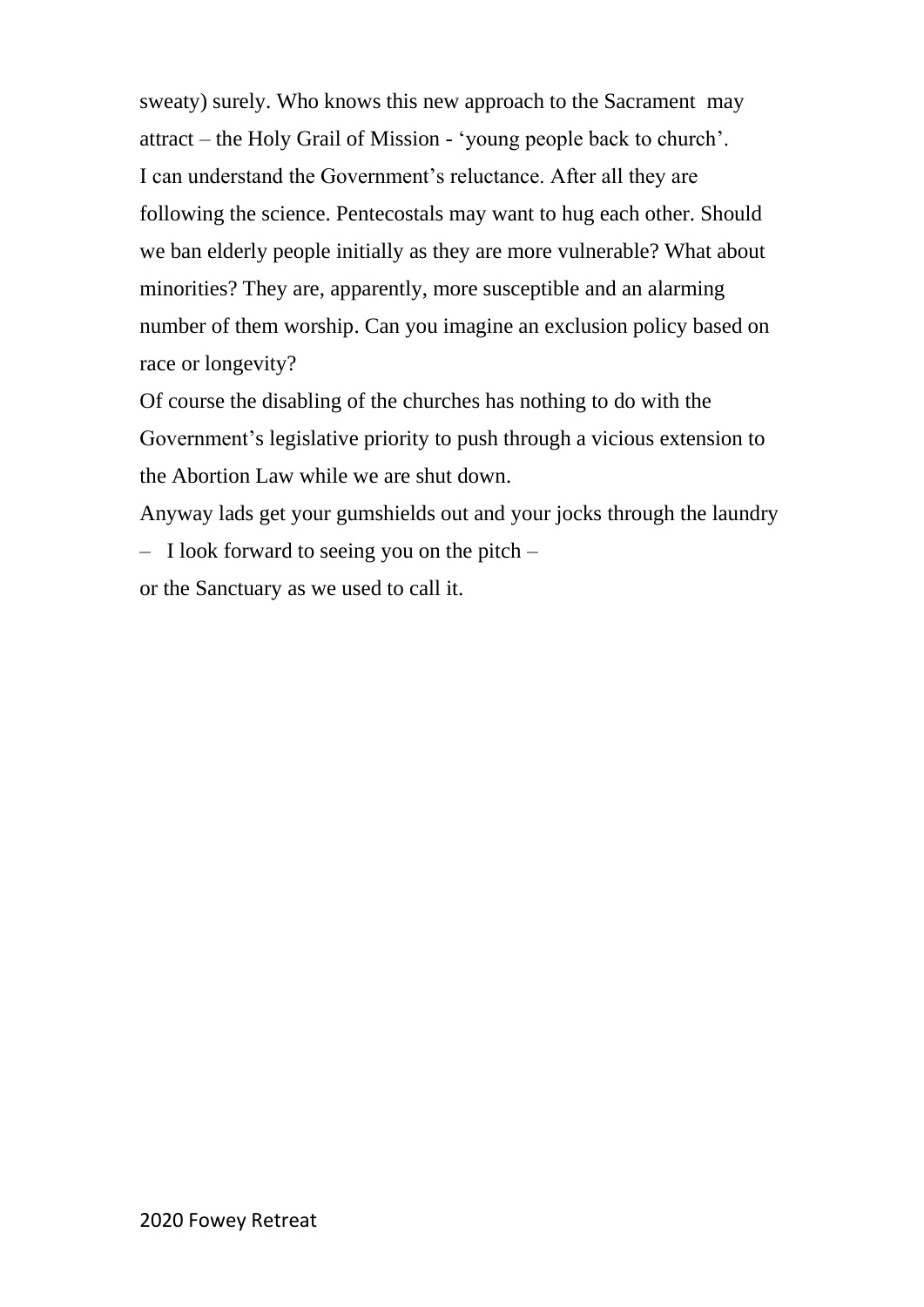sweaty) surely. Who knows this new approach to the Sacrament may attract – the Holy Grail of Mission - 'young people back to church'.

I can understand the Government's reluctance. After all they are following the science. Pentecostals may want to hug each other. Should we ban elderly people initially as they are more vulnerable? What about minorities? They are, apparently, more susceptible and an alarming number of them worship. Can you imagine an exclusion policy based on race or longevity?

Of course the disabling of the churches has nothing to do with the Government's legislative priority to push through a vicious extension to the Abortion Law while we are shut down.

Anyway lads get your gumshields out and your jocks through the laundry – I look forward to seeing you on the pitch – or the Sanctuary as we used to call it.